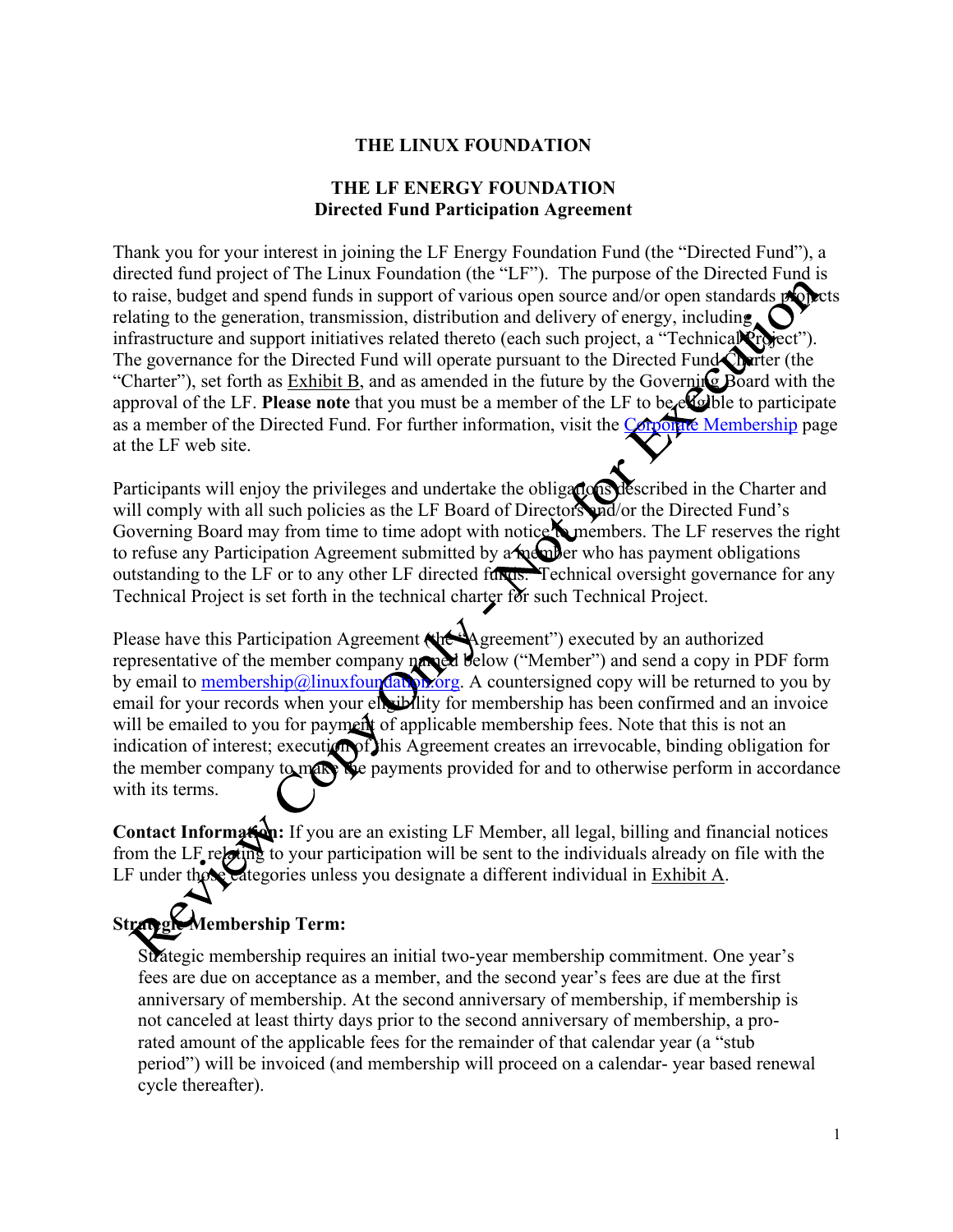**THE LINUX FOUNDATION**

**THE LF ENERGY FOUNDATION**
**Directed Fund Participation Agreement**

Thank you for your interest in joining the LF Energy Foundation Fund (the "Directed Fund"), a directed fund project of The Linux Foundation (the "LF"). The purpose of the Directed Fund is to raise, budget and spend funds in support of various open source and/or open standards projects relating to the generation, transmission, distribution and delivery of energy, including infrastructure and support initiatives related thereto (each such project, a "Technical Project"). The governance for the Directed Fund will operate pursuant to the Directed Fund Charter (the "Charter"), set forth as Exhibit B, and as amended in the future by the Governing Board with the approval of the LF. **Please note** that you must be a member of the LF to be eligible to participate as a member of the Directed Fund. For further information, visit the Corporate Membership page at the LF web site.

Participants will enjoy the privileges and undertake the obligations described in the Charter and will comply with all such policies as the LF Board of Directors and/or the Directed Fund's Governing Board may from time to time adopt with notice to members. The LF reserves the right to refuse any Participation Agreement submitted by a member who has payment obligations outstanding to the LF or to any other LF directed funds. Technical oversight governance for any Technical Project is set forth in the technical charter for such Technical Project.

Please have this Participation Agreement (the "Agreement") executed by an authorized representative of the member company named below ("Member") and send a copy in PDF form by email to membership@linuxfoundation.org. A countersigned copy will be returned to you by email for your records when your eligibility for membership has been confirmed and an invoice will be emailed to you for payment of applicable membership fees. Note that this is not an indication of interest; execution of this Agreement creates an irrevocable, binding obligation for the member company to make the payments provided for and to otherwise perform in accordance with its terms.

**Contact Information:** If you are an existing LF Member, all legal, billing and financial notices from the LF relating to your participation will be sent to the individuals already on file with the LF under those categories unless you designate a different individual in Exhibit A.

**Strategic Membership Term:**

Strategic membership requires an initial two-year membership commitment. One year's fees are due on acceptance as a member, and the second year's fees are due at the first anniversary of membership. At the second anniversary of membership, if membership is not canceled at least thirty days prior to the second anniversary of membership, a pro-rated amount of the applicable fees for the remainder of that calendar year (a "stub period") will be invoiced (and membership will proceed on a calendar- year based renewal cycle thereafter).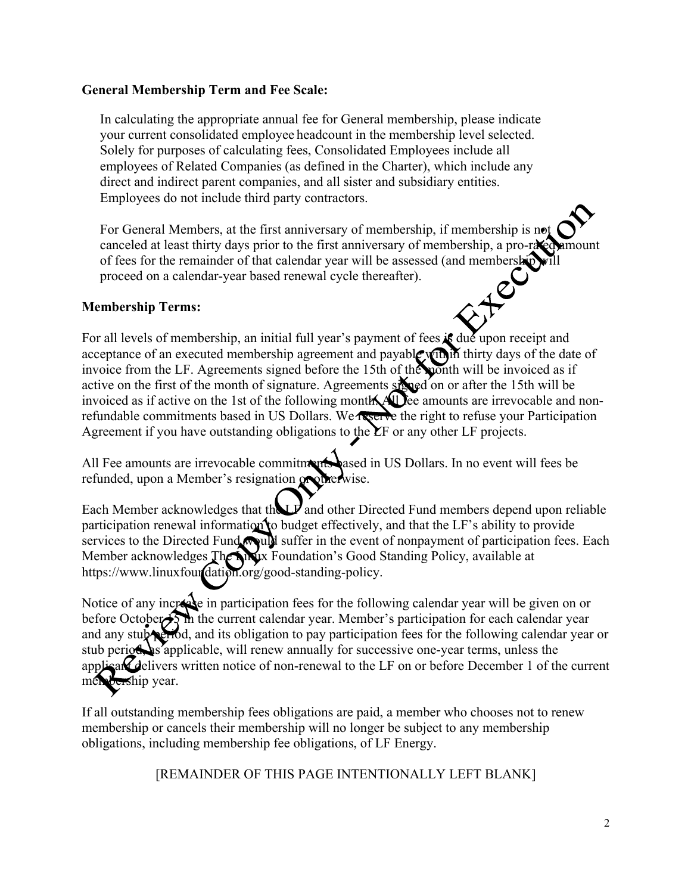**General Membership Term and Fee Scale:**

In calculating the appropriate annual fee for General membership, please indicate your current consolidated employee headcount in the membership level selected. Solely for purposes of calculating fees, Consolidated Employees include all employees of Related Companies (as defined in the Charter), which include any direct and indirect parent companies, and all sister and subsidiary entities. Employees do not include third party contractors.

For General Members, at the first anniversary of membership, if membership is not canceled at least thirty days prior to the first anniversary of membership, a pro-rated amount of fees for the remainder of that calendar year will be assessed (and membership will proceed on a calendar-year based renewal cycle thereafter).

**Membership Terms:**

For all levels of membership, an initial full year's payment of fees is due upon receipt and acceptance of an executed membership agreement and payable within thirty days of the date of invoice from the LF. Agreements signed before the 15th of the month will be invoiced as if active on the first of the month of signature. Agreements signed on or after the 15th will be invoiced as if active on the 1st of the following month. All fee amounts are irrevocable and non-refundable commitments based in US Dollars. We reserve the right to refuse your Participation Agreement if you have outstanding obligations to the LF or any other LF projects.

All Fee amounts are irrevocable commitments based in US Dollars. In no event will fees be refunded, upon a Member's resignation or otherwise.

Each Member acknowledges that the LF and other Directed Fund members depend upon reliable participation renewal information to budget effectively, and that the LF's ability to provide services to the Directed Fund would suffer in the event of nonpayment of participation fees. Each Member acknowledges The Linux Foundation's Good Standing Policy, available at https://www.linuxfoundation.org/good-standing-policy.

Notice of any increase in participation fees for the following calendar year will be given on or before October 15 in the current calendar year. Member's participation for each calendar year and any stub period, and its obligation to pay participation fees for the following calendar year or stub period, as applicable, will renew annually for successive one-year terms, unless the applicant delivers written notice of non-renewal to the LF on or before December 1 of the current membership year.

If all outstanding membership fees obligations are paid, a member who chooses not to renew membership or cancels their membership will no longer be subject to any membership obligations, including membership fee obligations, of LF Energy.

[REMAINDER OF THIS PAGE INTENTIONALLY LEFT BLANK]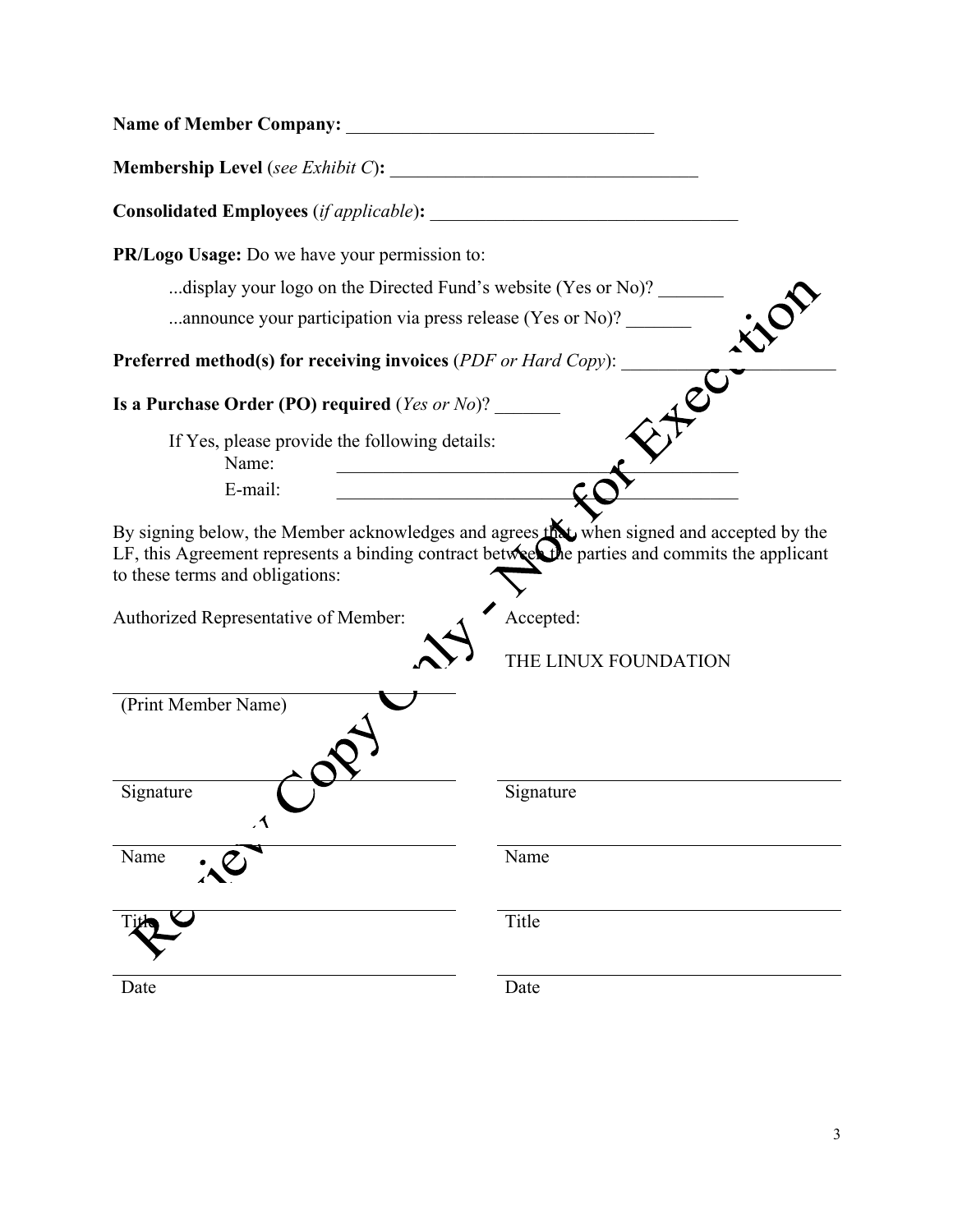**Name of Member Company:** ________________________________

**Membership Level** (*see Exhibit C*)**:** ________________________________

**Consolidated Employees** (*if applicable*)**:** ________________________________

**PR/Logo Usage:** Do we have your permission to:

...display your logo on the Directed Fund's website (Yes or No)? _______

...announce your participation via press release (Yes or No)? _______

**Preferred method(s) for receiving invoices** (*PDF or Hard Copy*): ______________________

**Is a Purchase Order (PO) required** (*Yes or No*)? _______

If Yes, please provide the following details:

Name: ____________________________________________

E-mail: ____________________________________________

By signing below, the Member acknowledges and agrees that, when signed and accepted by the LF, this Agreement represents a binding contract between the parties and commits the applicant to these terms and obligations:

| Authorized Representative of Member: | Accepted: |
|---|---|
| | THE LINUX FOUNDATION |
| (Print Member Name) | |
| Signature | Signature |
| Name | Name |
| Title | Title |
| Date | Date |

Review Copy Only - Not for Execution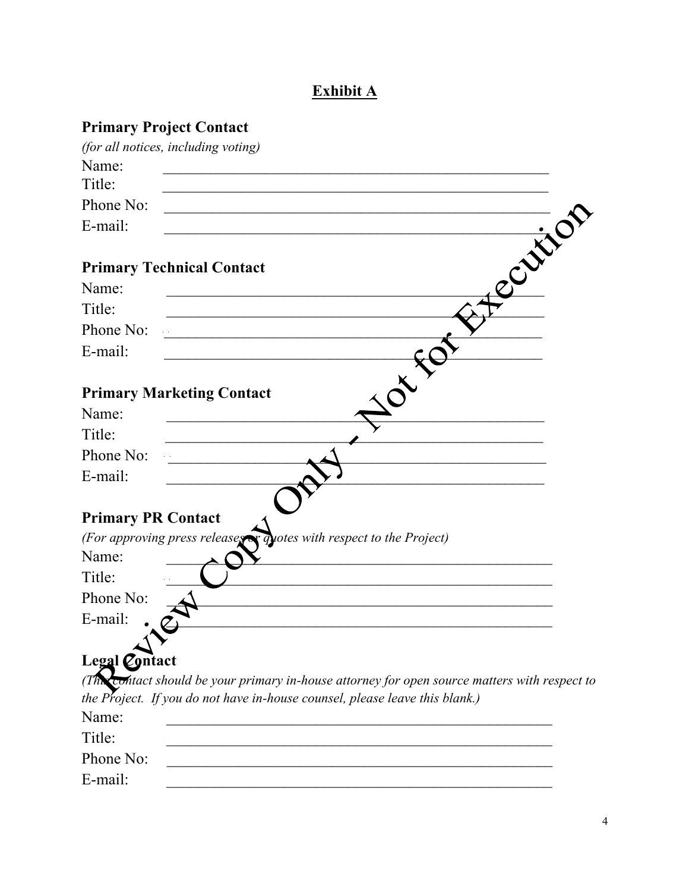## Exhibit A

**Primary Project Contact**
*(for all notices, including voting)*

Name: ______________________________________________

Title: ______________________________________________

Phone No: ______________________________________________

E-mail: ______________________________________________

**Primary Technical Contact**

Name: ______________________________________________

Title: ______________________________________________

Phone No: ______________________________________________

E-mail: ______________________________________________

**Primary Marketing Contact**

Name: ______________________________________________

Title: ______________________________________________

Phone No: ______________________________________________

E-mail: ______________________________________________

**Primary PR Contact**
*(For approving press releases or quotes with respect to the Project)*

Name: ______________________________________________

Title: ______________________________________________

Phone No: ______________________________________________

E-mail: ______________________________________________

**Legal Contact**
*(This contact should be your primary in-house attorney for open source matters with respect to the Project. If you do not have in-house counsel, please leave this blank.)*

Name: ______________________________________________

Title: ______________________________________________

Phone No: ______________________________________________

E-mail: ______________________________________________

Review Copy Only - Not for Execution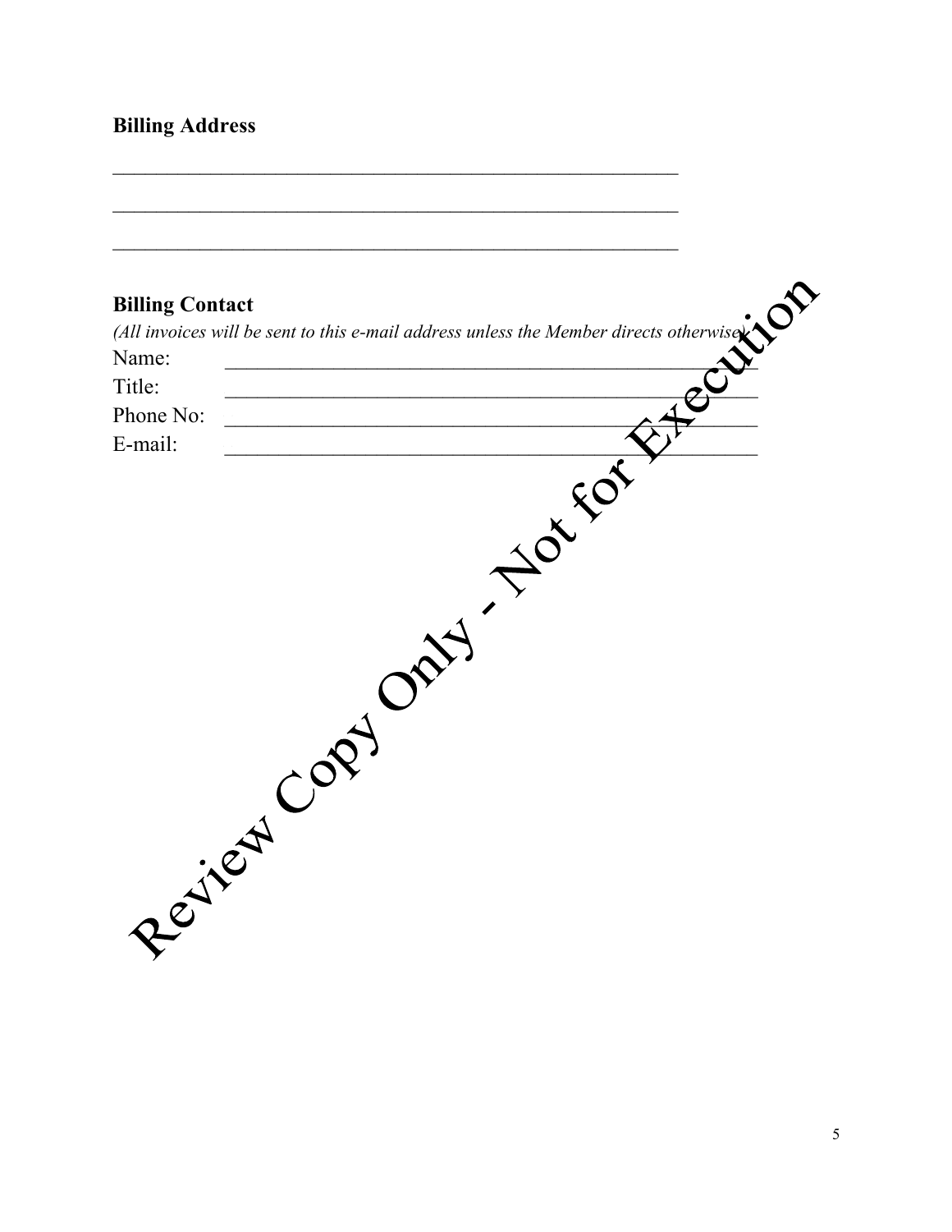**Billing Address**

\_\_\_\_\_\_\_\_\_\_\_\_\_\_\_\_\_\_\_\_\_\_\_\_\_\_\_\_\_\_\_\_\_\_\_\_\_\_\_\_\_\_\_\_\_\_\_\_\_\_\_\_\_\_\_\_

\_\_\_\_\_\_\_\_\_\_\_\_\_\_\_\_\_\_\_\_\_\_\_\_\_\_\_\_\_\_\_\_\_\_\_\_\_\_\_\_\_\_\_\_\_\_\_\_\_\_\_\_\_\_\_\_

\_\_\_\_\_\_\_\_\_\_\_\_\_\_\_\_\_\_\_\_\_\_\_\_\_\_\_\_\_\_\_\_\_\_\_\_\_\_\_\_\_\_\_\_\_\_\_\_\_\_\_\_\_\_\_\_

**Billing Contact**

*(All invoices will be sent to this e-mail address unless the Member directs otherwise.)*

Name: \_\_\_\_\_\_\_\_\_\_\_\_\_\_\_\_\_\_\_\_\_\_\_\_\_\_\_\_\_\_\_\_\_\_\_\_\_\_\_\_\_\_\_\_\_\_\_\_\_\_\_\_

Title: \_\_\_\_\_\_\_\_\_\_\_\_\_\_\_\_\_\_\_\_\_\_\_\_\_\_\_\_\_\_\_\_\_\_\_\_\_\_\_\_\_\_\_\_\_\_\_\_\_\_\_\_

Phone No: \_\_\_\_\_\_\_\_\_\_\_\_\_\_\_\_\_\_\_\_\_\_\_\_\_\_\_\_\_\_\_\_\_\_\_\_\_\_\_\_\_\_\_\_\_\_\_\_\_\_\_\_

E-mail: \_\_\_\_\_\_\_\_\_\_\_\_\_\_\_\_\_\_\_\_\_\_\_\_\_\_\_\_\_\_\_\_\_\_\_\_\_\_\_\_\_\_\_\_\_\_\_\_\_\_\_\_

Review Copy Only - Not for Execution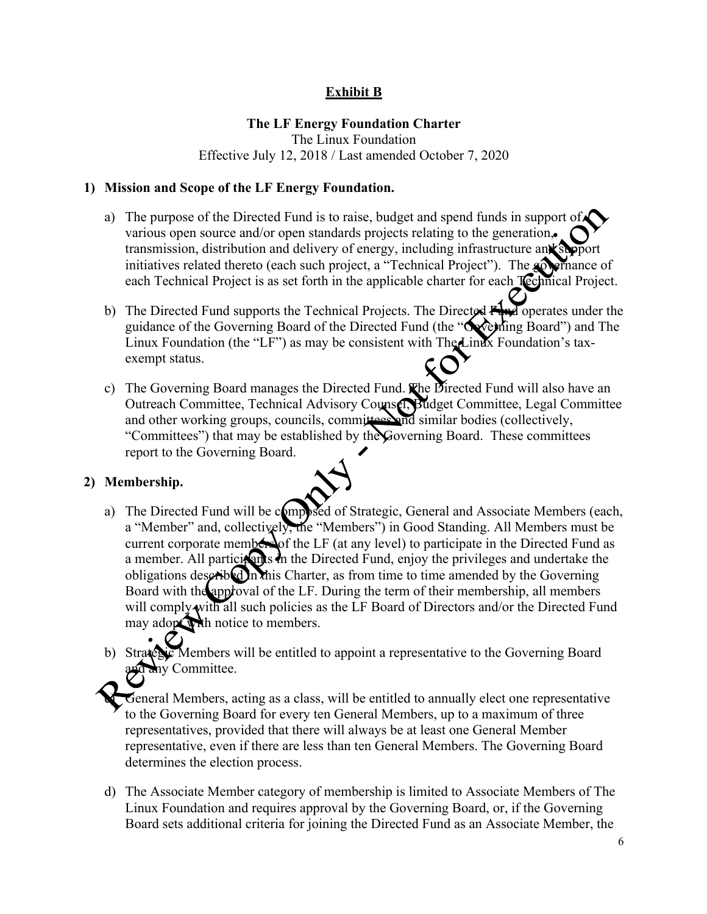**Exhibit B**

**The LF Energy Foundation Charter**
The Linux Foundation
Effective July 12, 2018 / Last amended October 7, 2020

1) **Mission and Scope of the LF Energy Foundation.**

   a) The purpose of the Directed Fund is to raise, budget and spend funds in support of various open source and/or open standards projects relating to the generation, transmission, distribution and delivery of energy, including infrastructure and support initiatives related thereto (each such project, a "Technical Project"). The governance of each Technical Project is as set forth in the applicable charter for each Technical Project.

   b) The Directed Fund supports the Technical Projects. The Directed Fund operates under the guidance of the Governing Board of the Directed Fund (the "Governing Board") and The Linux Foundation (the "LF") as may be consistent with The Linux Foundation's tax-exempt status.

   c) The Governing Board manages the Directed Fund. The Directed Fund will also have an Outreach Committee, Technical Advisory Counsel, Budget Committee, Legal Committee and other working groups, councils, committees and similar bodies (collectively, "Committees") that may be established by the Governing Board. These committees report to the Governing Board.

2) **Membership.**

   a) The Directed Fund will be composed of Strategic, General and Associate Members (each, a "Member" and, collectively, the "Members") in Good Standing. All Members must be current corporate members of the LF (at any level) to participate in the Directed Fund as a member. All participants in the Directed Fund, enjoy the privileges and undertake the obligations described in this Charter, as from time to time amended by the Governing Board with the approval of the LF. During the term of their membership, all members will comply with all such policies as the LF Board of Directors and/or the Directed Fund may adopt with notice to members.

   b) Strategic Members will be entitled to appoint a representative to the Governing Board and any Committee.

   c) General Members, acting as a class, will be entitled to annually elect one representative to the Governing Board for every ten General Members, up to a maximum of three representatives, provided that there will always be at least one General Member representative, even if there are less than ten General Members. The Governing Board determines the election process.

   d) The Associate Member category of membership is limited to Associate Members of The Linux Foundation and requires approval by the Governing Board, or, if the Governing Board sets additional criteria for joining the Directed Fund as an Associate Member, the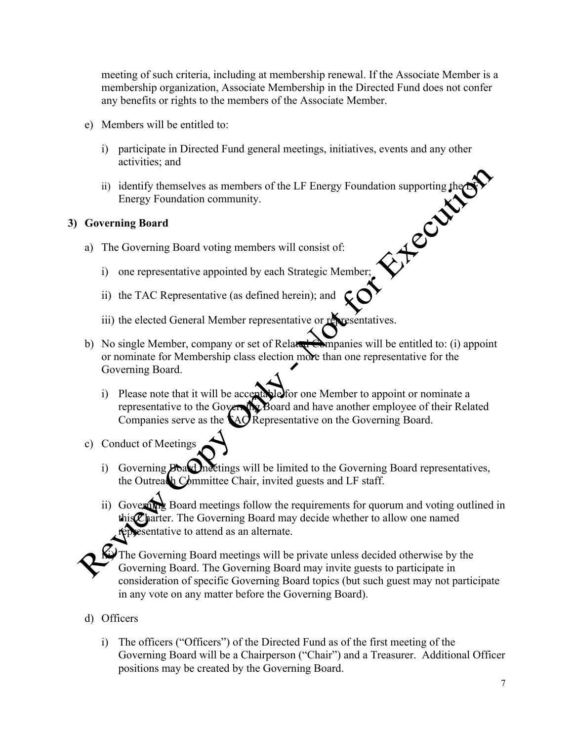meeting of such criteria, including at membership renewal. If the Associate Member is a membership organization, Associate Membership in the Directed Fund does not confer any benefits or rights to the members of the Associate Member.

e) Members will be entitled to:

   i) participate in Directed Fund general meetings, initiatives, events and any other activities; and

   ii) identify themselves as members of the LF Energy Foundation supporting the LF Energy Foundation community.

**3) Governing Board**

a) The Governing Board voting members will consist of:

   i) one representative appointed by each Strategic Member;

   ii) the TAC Representative (as defined herein); and

   iii) the elected General Member representative or representatives.

b) No single Member, company or set of Related Companies will be entitled to: (i) appoint or nominate for Membership class election more than one representative for the Governing Board.

   i) Please note that it will be acceptable for one Member to appoint or nominate a representative to the Governing Board and have another employee of their Related Companies serve as the TAC Representative on the Governing Board.

c) Conduct of Meetings

   i) Governing Board meetings will be limited to the Governing Board representatives, the Outreach Committee Chair, invited guests and LF staff.

   ii) Governing Board meetings follow the requirements for quorum and voting outlined in this Charter. The Governing Board may decide whether to allow one named representative to attend as an alternate.

   iii) The Governing Board meetings will be private unless decided otherwise by the Governing Board. The Governing Board may invite guests to participate in consideration of specific Governing Board topics (but such guest may not participate in any vote on any matter before the Governing Board).

d) Officers

   i) The officers ("Officers") of the Directed Fund as of the first meeting of the Governing Board will be a Chairperson ("Chair") and a Treasurer. Additional Officer positions may be created by the Governing Board.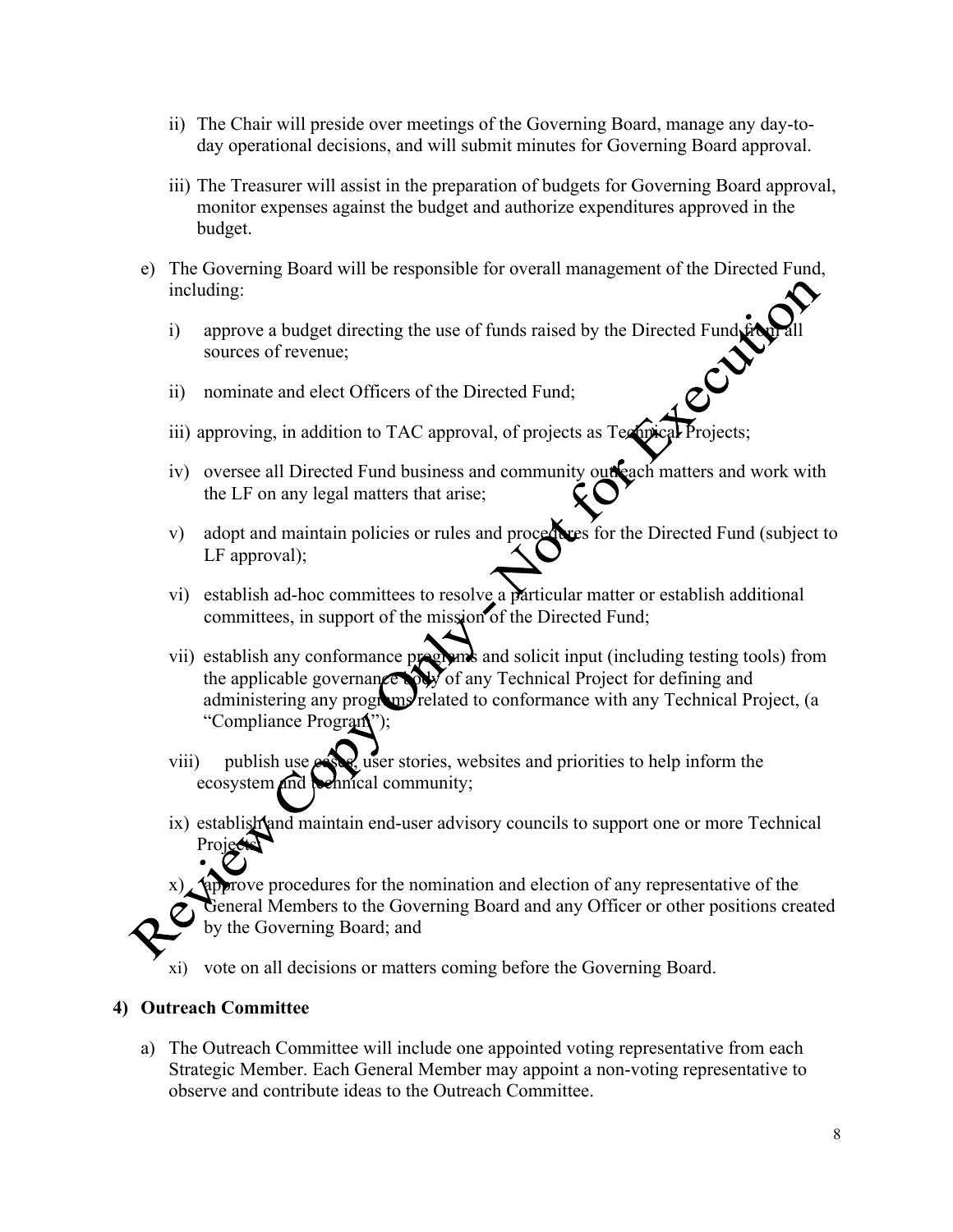ii) The Chair will preside over meetings of the Governing Board, manage any day-to-day operational decisions, and will submit minutes for Governing Board approval.

iii) The Treasurer will assist in the preparation of budgets for Governing Board approval, monitor expenses against the budget and authorize expenditures approved in the budget.

e) The Governing Board will be responsible for overall management of the Directed Fund, including:

i) approve a budget directing the use of funds raised by the Directed Fund from all sources of revenue;

ii) nominate and elect Officers of the Directed Fund;

iii) approving, in addition to TAC approval, of projects as Technical Projects;

iv) oversee all Directed Fund business and community outreach matters and work with the LF on any legal matters that arise;

v) adopt and maintain policies or rules and procedures for the Directed Fund (subject to LF approval);

vi) establish ad-hoc committees to resolve a particular matter or establish additional committees, in support of the mission of the Directed Fund;

vii) establish any conformance programs and solicit input (including testing tools) from the applicable governance body of any Technical Project for defining and administering any programs related to conformance with any Technical Project, (a "Compliance Program");

viii) publish use cases, user stories, websites and priorities to help inform the ecosystem and technical community;

ix) establish and maintain end-user advisory councils to support one or more Technical Projects;

x) approve procedures for the nomination and election of any representative of the General Members to the Governing Board and any Officer or other positions created by the Governing Board; and

xi) vote on all decisions or matters coming before the Governing Board.

## 4) Outreach Committee

a) The Outreach Committee will include one appointed voting representative from each Strategic Member. Each General Member may appoint a non-voting representative to observe and contribute ideas to the Outreach Committee.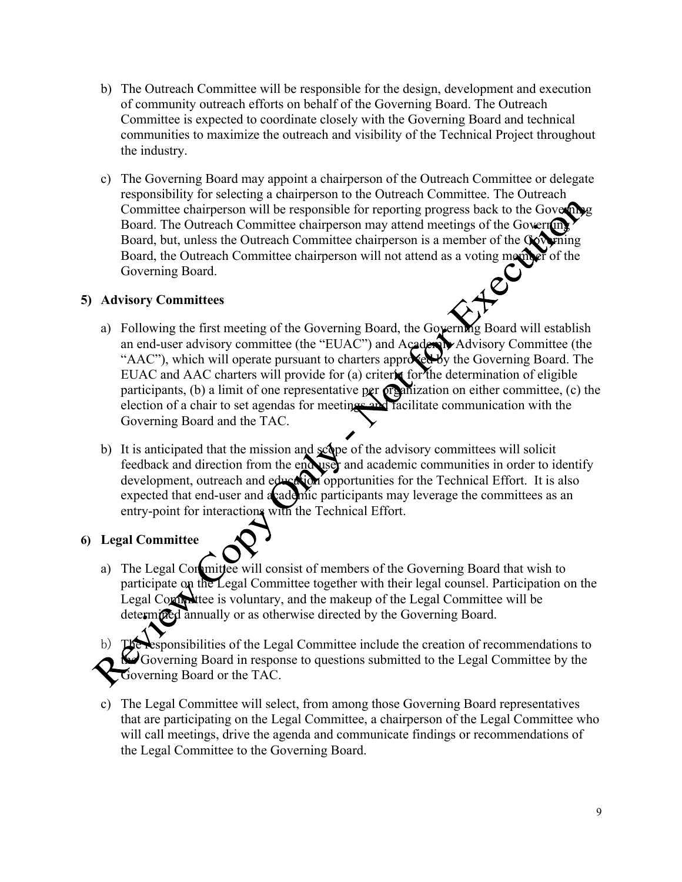b) The Outreach Committee will be responsible for the design, development and execution of community outreach efforts on behalf of the Governing Board. The Outreach Committee is expected to coordinate closely with the Governing Board and technical communities to maximize the outreach and visibility of the Technical Project throughout the industry.

c) The Governing Board may appoint a chairperson of the Outreach Committee or delegate responsibility for selecting a chairperson to the Outreach Committee. The Outreach Committee chairperson will be responsible for reporting progress back to the Governing Board. The Outreach Committee chairperson may attend meetings of the Governing Board, but, unless the Outreach Committee chairperson is a member of the Governing Board, the Outreach Committee chairperson will not attend as a voting member of the Governing Board.

**5) Advisory Committees**

a) Following the first meeting of the Governing Board, the Governing Board will establish an end-user advisory committee (the "EUAC") and Academic Advisory Committee (the "AAC"), which will operate pursuant to charters approved by the Governing Board. The EUAC and AAC charters will provide for (a) criteria for the determination of eligible participants, (b) a limit of one representative per organization on either committee, (c) the election of a chair to set agendas for meetings and facilitate communication with the Governing Board and the TAC.

b) It is anticipated that the mission and scope of the advisory committees will solicit feedback and direction from the end user and academic communities in order to identify development, outreach and education opportunities for the Technical Effort. It is also expected that end-user and academic participants may leverage the committees as an entry-point for interactions with the Technical Effort.

**6) Legal Committee**

a) The Legal Committee will consist of members of the Governing Board that wish to participate on the Legal Committee together with their legal counsel. Participation on the Legal Committee is voluntary, and the makeup of the Legal Committee will be determined annually or as otherwise directed by the Governing Board.

b) The responsibilities of the Legal Committee include the creation of recommendations to the Governing Board in response to questions submitted to the Legal Committee by the Governing Board or the TAC.

c) The Legal Committee will select, from among those Governing Board representatives that are participating on the Legal Committee, a chairperson of the Legal Committee who will call meetings, drive the agenda and communicate findings or recommendations of the Legal Committee to the Governing Board.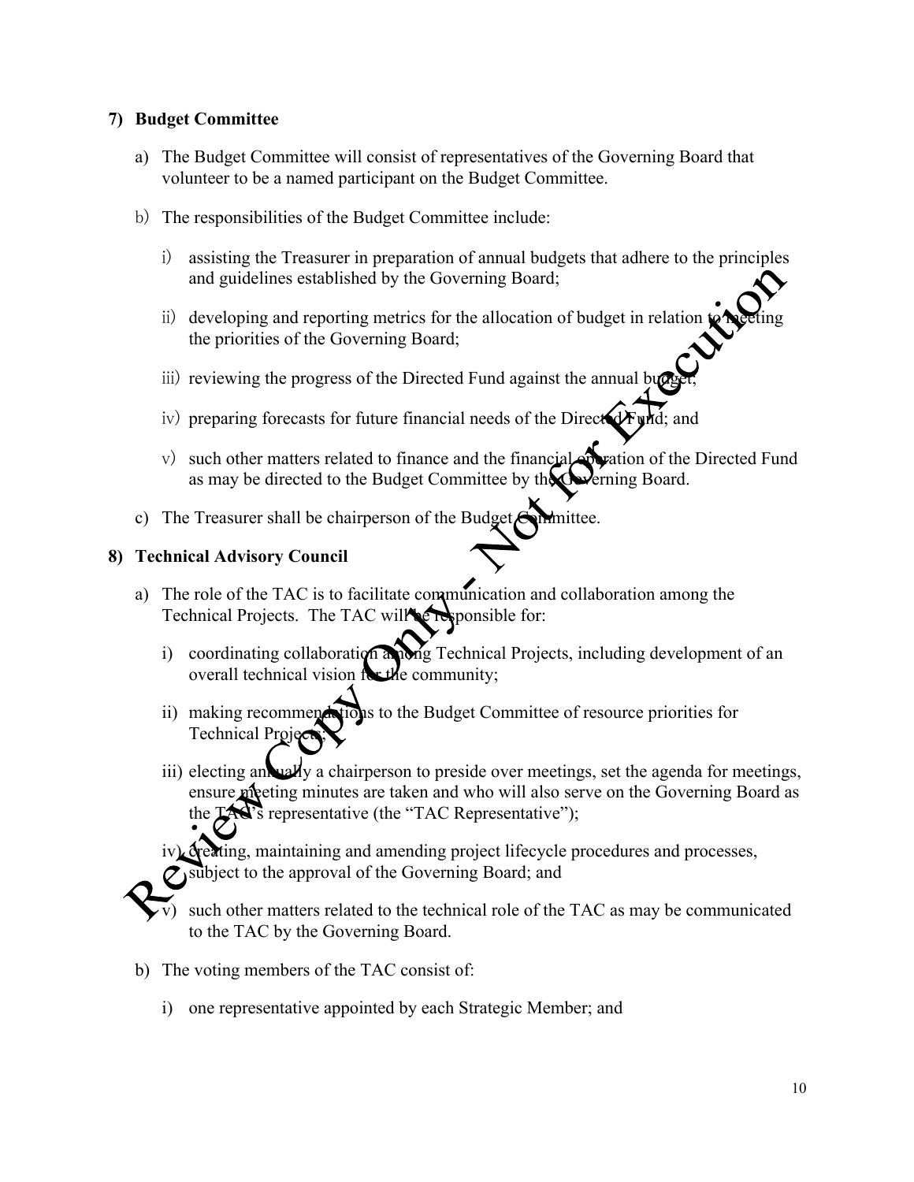## 7) Budget Committee

a) The Budget Committee will consist of representatives of the Governing Board that volunteer to be a named participant on the Budget Committee.

b) The responsibilities of the Budget Committee include:

i) assisting the Treasurer in preparation of annual budgets that adhere to the principles and guidelines established by the Governing Board;

ii) developing and reporting metrics for the allocation of budget in relation to meeting the priorities of the Governing Board;

iii) reviewing the progress of the Directed Fund against the annual budget;

iv) preparing forecasts for future financial needs of the Directed Fund; and

v) such other matters related to finance and the financial operation of the Directed Fund as may be directed to the Budget Committee by the Governing Board.

c) The Treasurer shall be chairperson of the Budget Committee.

## 8) Technical Advisory Council

a) The role of the TAC is to facilitate communication and collaboration among the Technical Projects. The TAC will be responsible for:

i) coordinating collaboration among Technical Projects, including development of an overall technical vision for the community;

ii) making recommendations to the Budget Committee of resource priorities for Technical Projects;

iii) electing annually a chairperson to preside over meetings, set the agenda for meetings, ensure meeting minutes are taken and who will also serve on the Governing Board as the TAC's representative (the "TAC Representative");

iv) creating, maintaining and amending project lifecycle procedures and processes, subject to the approval of the Governing Board; and

v) such other matters related to the technical role of the TAC as may be communicated to the TAC by the Governing Board.

b) The voting members of the TAC consist of:

i) one representative appointed by each Strategic Member; and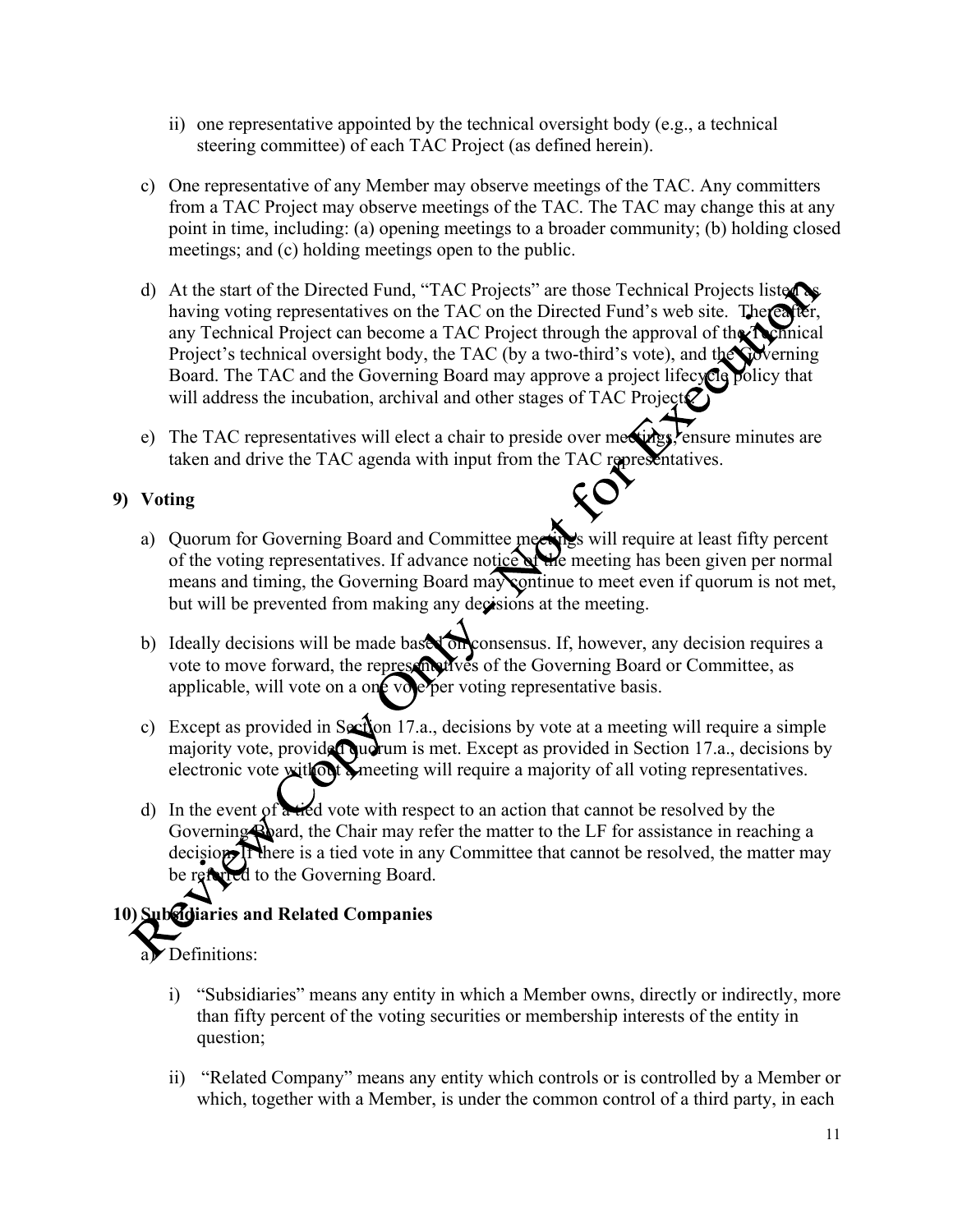ii) one representative appointed by the technical oversight body (e.g., a technical steering committee) of each TAC Project (as defined herein).

c) One representative of any Member may observe meetings of the TAC. Any committers from a TAC Project may observe meetings of the TAC. The TAC may change this at any point in time, including: (a) opening meetings to a broader community; (b) holding closed meetings; and (c) holding meetings open to the public.

d) At the start of the Directed Fund, "TAC Projects" are those Technical Projects listed as having voting representatives on the TAC on the Directed Fund's web site. Thereafter, any Technical Project can become a TAC Project through the approval of the Technical Project's technical oversight body, the TAC (by a two-third's vote), and the Governing Board. The TAC and the Governing Board may approve a project lifecycle policy that will address the incubation, archival and other stages of TAC Projects.

e) The TAC representatives will elect a chair to preside over meetings, ensure minutes are taken and drive the TAC agenda with input from the TAC representatives.

**9) Voting**

a) Quorum for Governing Board and Committee meetings will require at least fifty percent of the voting representatives. If advance notice of the meeting has been given per normal means and timing, the Governing Board may continue to meet even if quorum is not met, but will be prevented from making any decisions at the meeting.

b) Ideally decisions will be made based on consensus. If, however, any decision requires a vote to move forward, the representatives of the Governing Board or Committee, as applicable, will vote on a one vote per voting representative basis.

c) Except as provided in Section 17.a., decisions by vote at a meeting will require a simple majority vote, provided quorum is met. Except as provided in Section 17.a., decisions by electronic vote without a meeting will require a majority of all voting representatives.

d) In the event of a tied vote with respect to an action that cannot be resolved by the Governing Board, the Chair may refer the matter to the LF for assistance in reaching a decision. If there is a tied vote in any Committee that cannot be resolved, the matter may be referred to the Governing Board.

**10) Subsidiaries and Related Companies**

a) Definitions:

   i) "Subsidiaries" means any entity in which a Member owns, directly or indirectly, more than fifty percent of the voting securities or membership interests of the entity in question;

   ii) "Related Company" means any entity which controls or is controlled by a Member or which, together with a Member, is under the common control of a third party, in each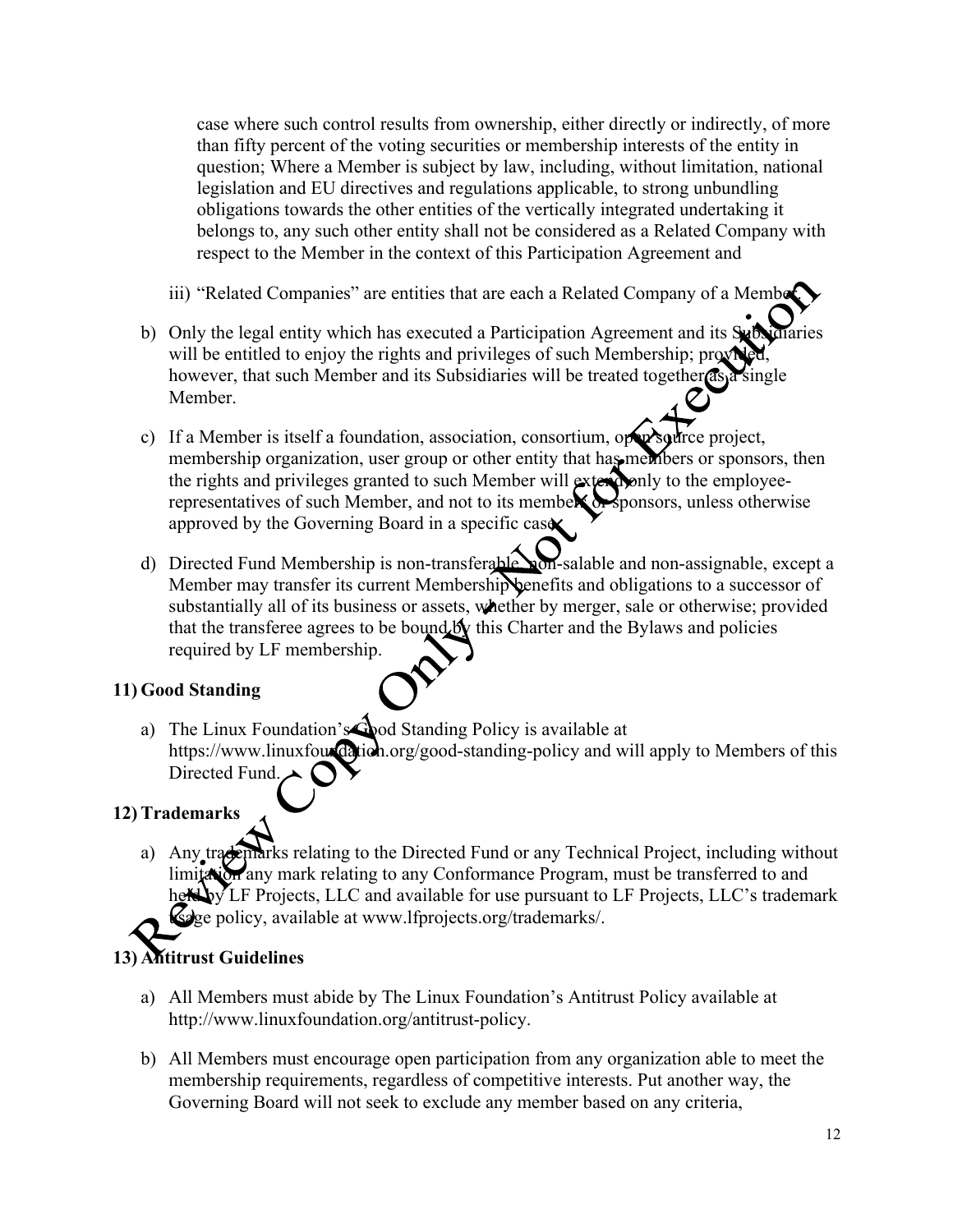case where such control results from ownership, either directly or indirectly, of more than fifty percent of the voting securities or membership interests of the entity in question; Where a Member is subject by law, including, without limitation, national legislation and EU directives and regulations applicable, to strong unbundling obligations towards the other entities of the vertically integrated undertaking it belongs to, any such other entity shall not be considered as a Related Company with respect to the Member in the context of this Participation Agreement and

iii) "Related Companies" are entities that are each a Related Company of a Member.

b) Only the legal entity which has executed a Participation Agreement and its Subsidiaries will be entitled to enjoy the rights and privileges of such Membership; provided, however, that such Member and its Subsidiaries will be treated together as a single Member.

c) If a Member is itself a foundation, association, consortium, open source project, membership organization, user group or other entity that has members or sponsors, then the rights and privileges granted to such Member will extend only to the employee-representatives of such Member, and not to its members or sponsors, unless otherwise approved by the Governing Board in a specific case.

d) Directed Fund Membership is non-transferable, non-salable and non-assignable, except a Member may transfer its current Membership benefits and obligations to a successor of substantially all of its business or assets, whether by merger, sale or otherwise; provided that the transferee agrees to be bound by this Charter and the Bylaws and policies required by LF membership.

## 11) Good Standing

a) The Linux Foundation's Good Standing Policy is available at https://www.linuxfoundation.org/good-standing-policy and will apply to Members of this Directed Fund.

## 12) Trademarks

a) Any trademarks relating to the Directed Fund or any Technical Project, including without limitation any mark relating to any Conformance Program, must be transferred to and held by LF Projects, LLC and available for use pursuant to LF Projects, LLC's trademark usage policy, available at www.lfprojects.org/trademarks/.

## 13) Antitrust Guidelines

a) All Members must abide by The Linux Foundation's Antitrust Policy available at http://www.linuxfoundation.org/antitrust-policy.

b) All Members must encourage open participation from any organization able to meet the membership requirements, regardless of competitive interests. Put another way, the Governing Board will not seek to exclude any member based on any criteria,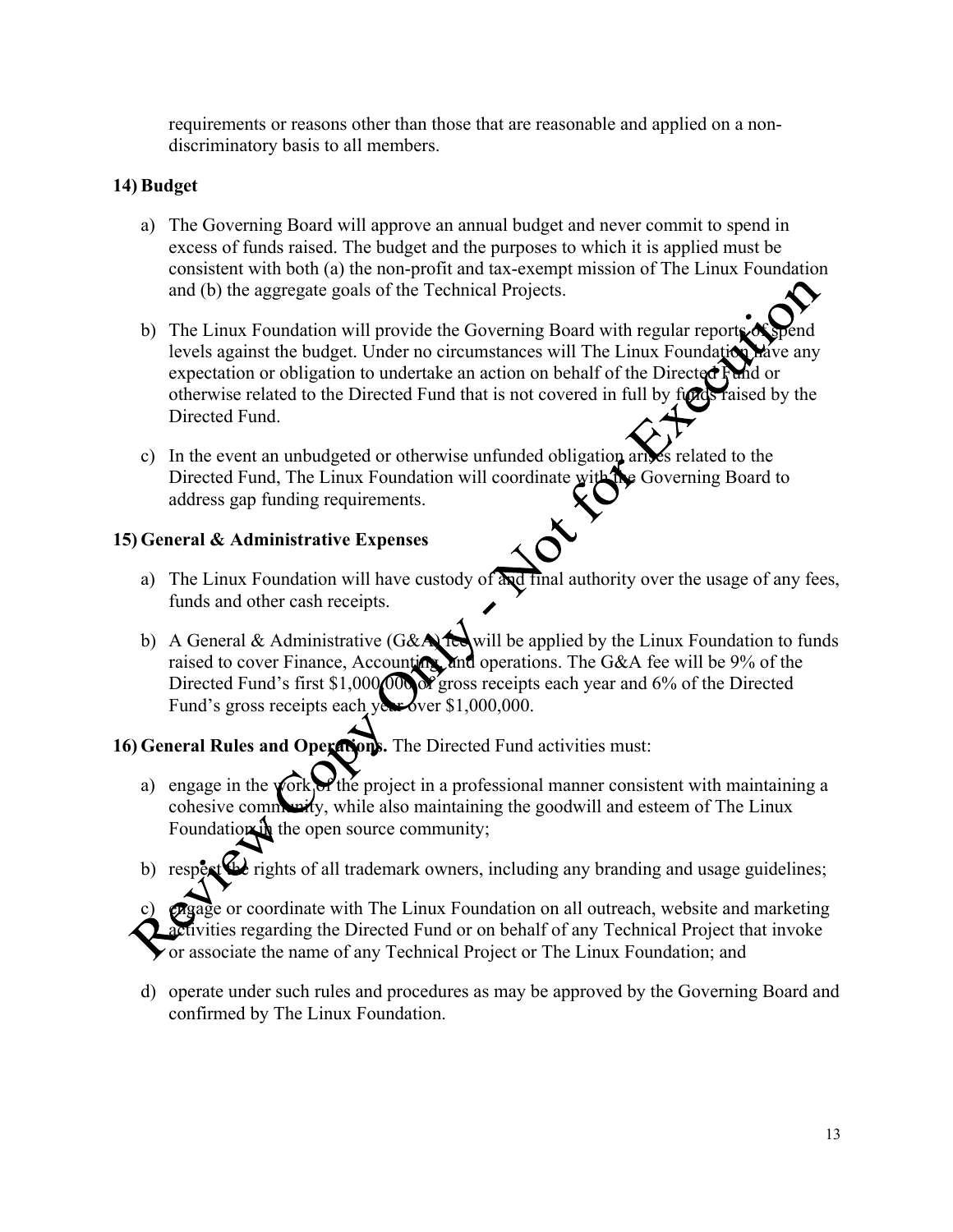requirements or reasons other than those that are reasonable and applied on a non-discriminatory basis to all members.

**14) Budget**

a) The Governing Board will approve an annual budget and never commit to spend in excess of funds raised. The budget and the purposes to which it is applied must be consistent with both (a) the non-profit and tax-exempt mission of The Linux Foundation and (b) the aggregate goals of the Technical Projects.

b) The Linux Foundation will provide the Governing Board with regular reports of spend levels against the budget. Under no circumstances will The Linux Foundation have any expectation or obligation to undertake an action on behalf of the Directed Fund or otherwise related to the Directed Fund that is not covered in full by funds raised by the Directed Fund.

c) In the event an unbudgeted or otherwise unfunded obligation arises related to the Directed Fund, The Linux Foundation will coordinate with the Governing Board to address gap funding requirements.

**15) General & Administrative Expenses**

a) The Linux Foundation will have custody of and final authority over the usage of any fees, funds and other cash receipts.

b) A General & Administrative (G&A) fee will be applied by the Linux Foundation to funds raised to cover Finance, Accounting, and operations. The G&A fee will be 9% of the Directed Fund's first $1,000,000 of gross receipts each year and 6% of the Directed Fund's gross receipts each year over $1,000,000.

**16) General Rules and Operations.** The Directed Fund activities must:

a) engage in the work of the project in a professional manner consistent with maintaining a cohesive community, while also maintaining the goodwill and esteem of The Linux Foundation in the open source community;

b) respect the rights of all trademark owners, including any branding and usage guidelines;

c) engage or coordinate with The Linux Foundation on all outreach, website and marketing activities regarding the Directed Fund or on behalf of any Technical Project that invoke or associate the name of any Technical Project or The Linux Foundation; and

d) operate under such rules and procedures as may be approved by the Governing Board and confirmed by The Linux Foundation.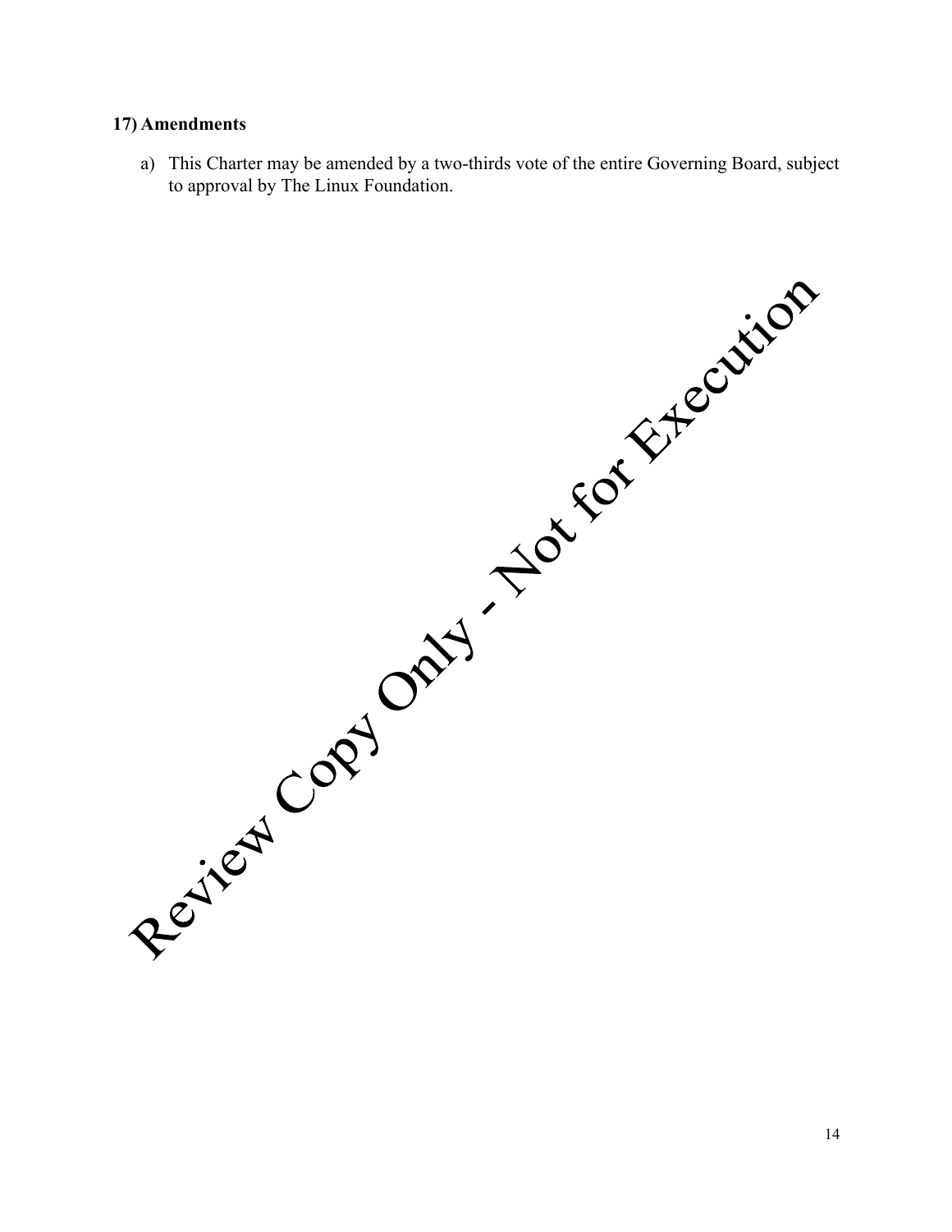## 17) Amendments

a) This Charter may be amended by a two-thirds vote of the entire Governing Board, subject to approval by The Linux Foundation.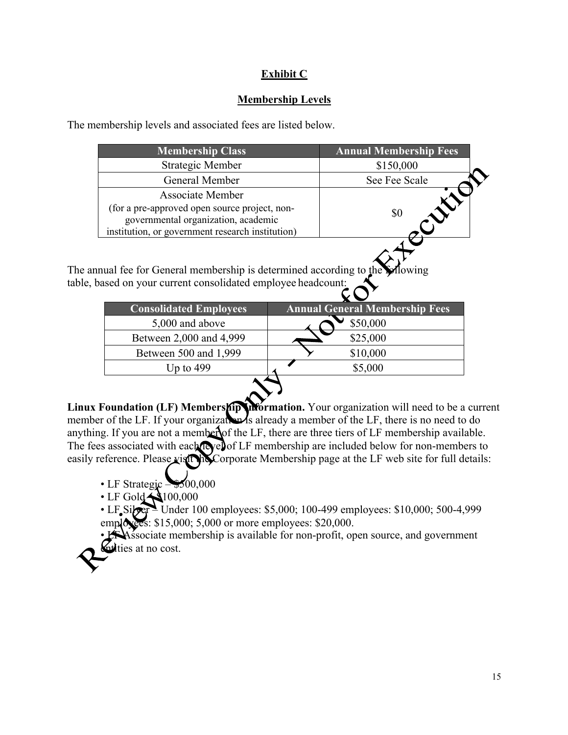**Exhibit C**

**Membership Levels**

The membership levels and associated fees are listed below.

| Membership Class | Annual Membership Fees |
| --- | --- |
| Strategic Member | $150,000 |
| General Member | See Fee Scale |
| Associate Member (for a pre-approved open source project, non-governmental organization, academic institution, or government research institution) | $0 |

The annual fee for General membership is determined according to the following table, based on your current consolidated employee headcount:

| Consolidated Employees | Annual General Membership Fees |
| --- | --- |
| 5,000 and above | $50,000 |
| Between 2,000 and 4,999 | $25,000 |
| Between 500 and 1,999 | $10,000 |
| Up to 499 | $5,000 |

**Linux Foundation (LF) Membership Information.** Your organization will need to be a current member of the LF. If your organization is already a member of the LF, there is no need to do anything. If you are not a member of the LF, there are three tiers of LF membership available. The fees associated with each level of LF membership are included below for non-members to easily reference. Please visit the Corporate Membership page at the LF web site for full details:

- LF Strategic – $500,000
- LF Gold – $100,000
- LF Silver – Under 100 employees: $5,000; 100-499 employees: $10,000; 500-4,999 employees: $15,000; 5,000 or more employees: $20,000.
- LF Associate membership is available for non-profit, open source, and government entities at no cost.

Review Copy Only - Not for Execution